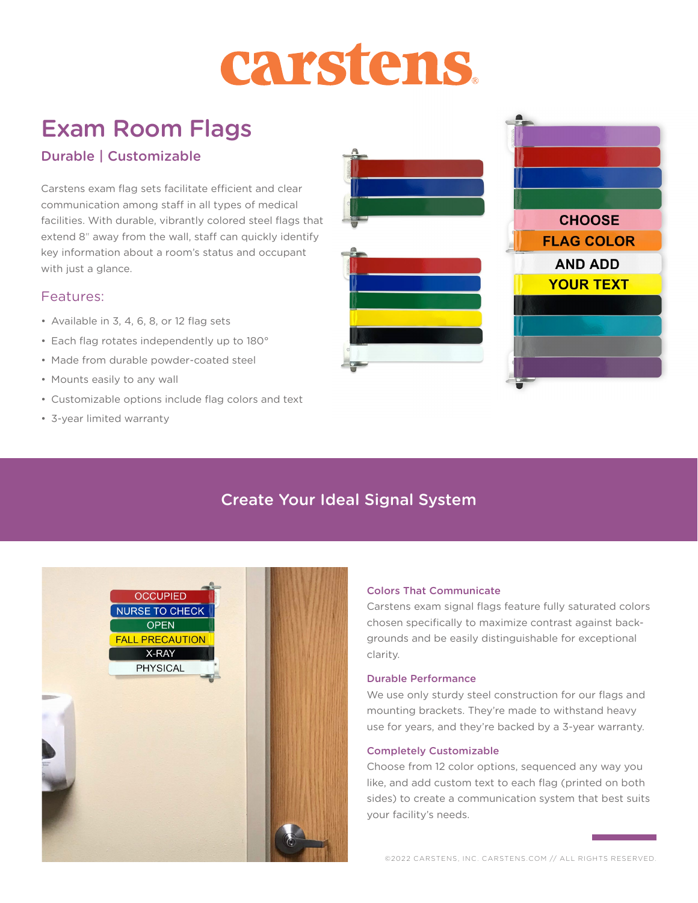# carstens

## Exam Room Flags

### Durable | Customizable

Carstens exam flag sets facilitate efficient and clear communication among staff in all types of medical facilities. With durable, vibrantly colored steel flags that extend 8" away from the wall, staff can quickly identify key information about a room's status and occupant with just a glance.

### Features:

- Available in 3, 4, 6, 8, or 12 flag sets
- Each flag rotates independently up to 180°
- Made from durable powder-coated steel
- Mounts easily to any wall
- Customizable options include flag colors and text
- 3-year limited warranty

CHOOSE FLAG COLOR AND ADD YOUR TEXT

## Create Your Ideal Signal System

OCCUPIED
NURSE TO CHECK
OPEN
FALL PRECAUTION
X-RAY
PHYSICAL

### Colors That Communicate

Carstens exam signal flags feature fully saturated colors chosen specifically to maximize contrast against backgrounds and be easily distinguishable for exceptional clarity.

### Durable Performance

We use only sturdy steel construction for our flags and mounting brackets. They're made to withstand heavy use for years, and they're backed by a 3-year warranty.

### Completely Customizable

Choose from 12 color options, sequenced any way you like, and add custom text to each flag (printed on both sides) to create a communication system that best suits your facility's needs.

©2022 CARSTENS, INC. CARSTENS.COM // ALL RIGHTS RESERVED.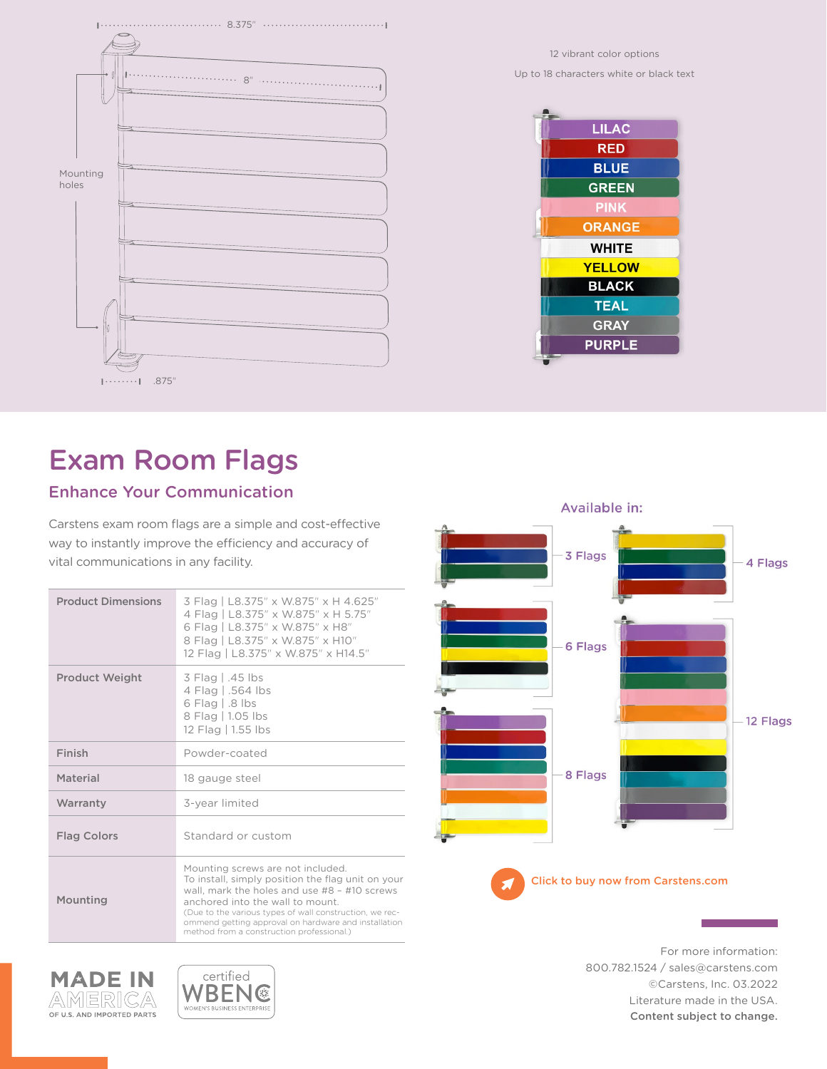8.375"

8"

Mounting holes

.875"

12 vibrant color options

Up to 18 characters white or black text

LILAC
RED
BLUE
GREEN
PINK
ORANGE
WHITE
YELLOW
BLACK
TEAL
GRAY
PURPLE

# Exam Room Flags

## Enhance Your Communication

Carstens exam room flags are a simple and cost-effective way to instantly improve the efficiency and accuracy of vital communications in any facility.

| | |
|---|---|
| **Product Dimensions** | 3 Flag \| L8.375" x W.875" x H 4.625"<br>4 Flag \| L8.375" x W.875" x H 5.75"<br>6 Flag \| L8.375" x W.875" x H8"<br>8 Flag \| L8.375" x W.875" x H10"<br>12 Flag \| L8.375" x W.875" x H14.5" |
| **Product Weight** | 3 Flag \| .45 lbs<br>4 Flag \| .564 lbs<br>6 Flag \| .8 lbs<br>8 Flag \| 1.05 lbs<br>12 Flag \| 1.55 lbs |
| **Finish** | Powder-coated |
| **Material** | 18 gauge steel |
| **Warranty** | 3-year limited |
| **Flag Colors** | Standard or custom |
| **Mounting** | Mounting screws are not included. To install, simply position the flag unit on your wall, mark the holes and use #8 – #10 screws anchored into the wall to mount. (Due to the various types of wall construction, we recommend getting approval on hardware and installation method from a construction professional.) |

Available in:

3 Flags

4 Flags

6 Flags

8 Flags

12 Flags

Click to buy now from Carstens.com

MADE IN AMERICA
OF U.S. AND IMPORTED PARTS

certified WBENC
WOMEN'S BUSINESS ENTERPRISE

For more information:
800.782.1524 / sales@carstens.com
©Carstens, Inc. 03.2022
Literature made in the USA.
**Content subject to change.**